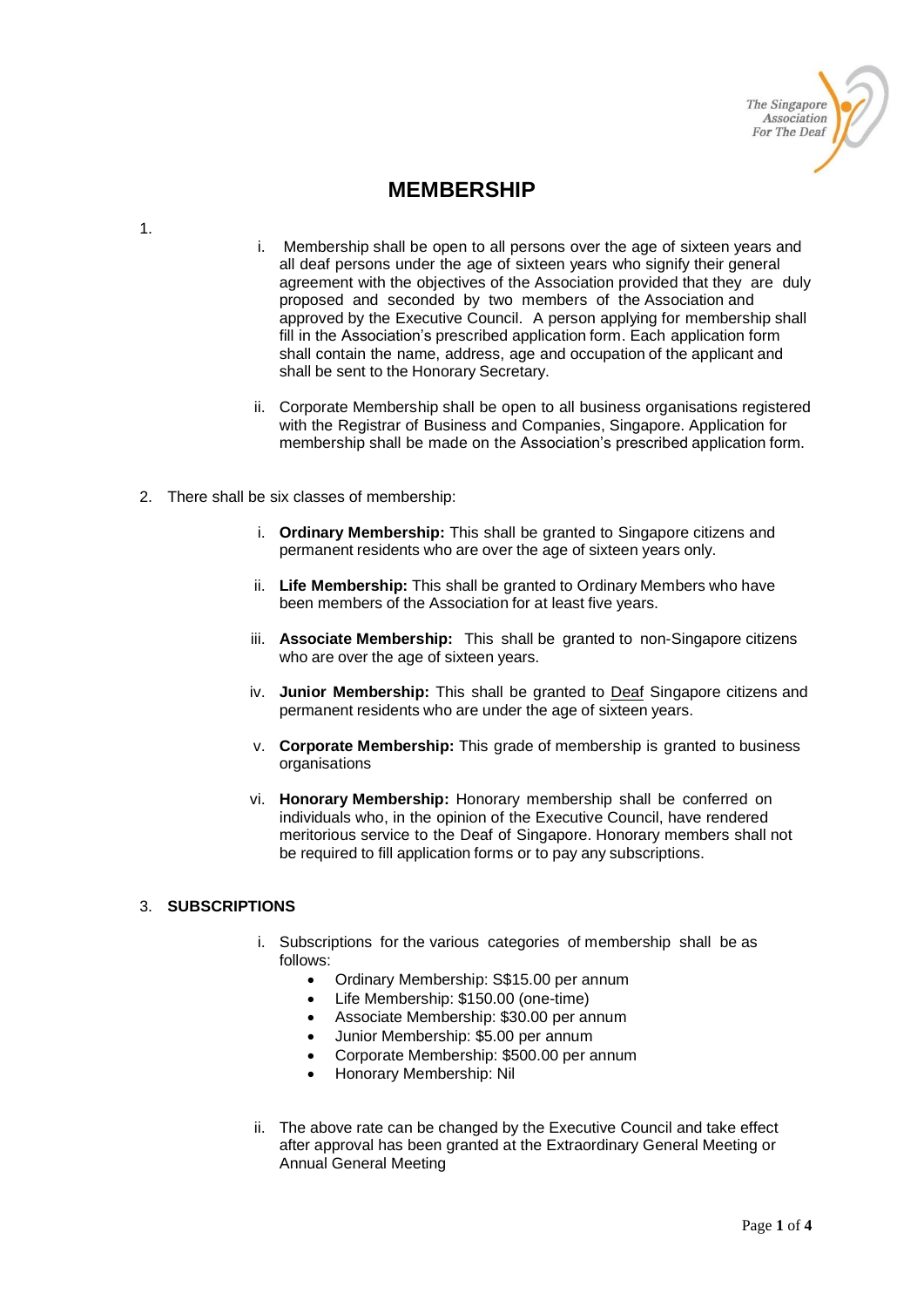# MEMBERSHIP

1.

    i. Membership shall be open to all persons over the age of sixteen years and all deaf persons under the age of sixteen years who signify their general agreement with the objectives of the Association provided that they are duly proposed and seconded by two members of the Association and approved by the Executive Council. A person applying for membership shall fill in the Association's prescribed application form. Each application form shall contain the name, address, age and occupation of the applicant and shall be sent to the Honorary Secretary.

    ii. Corporate Membership shall be open to all business organisations registered with the Registrar of Business and Companies, Singapore. Application for membership shall be made on the Association's prescribed application form.

2. There shall be six classes of membership:

    i. **Ordinary Membership:** This shall be granted to Singapore citizens and permanent residents who are over the age of sixteen years only.

    ii. **Life Membership:** This shall be granted to Ordinary Members who have been members of the Association for at least five years.

    iii. **Associate Membership:** This shall be granted to non-Singapore citizens who are over the age of sixteen years.

    iv. **Junior Membership:** This shall be granted to <u>Deaf</u> Singapore citizens and permanent residents who are under the age of sixteen years.

    v. **Corporate Membership:** This grade of membership is granted to business organisations

    vi. **Honorary Membership:** Honorary membership shall be conferred on individuals who, in the opinion of the Executive Council, have rendered meritorious service to the Deaf of Singapore. Honorary members shall not be required to fill application forms or to pay any subscriptions.

3. **SUBSCRIPTIONS**

    i. Subscriptions for the various categories of membership shall be as follows:
        - Ordinary Membership: S$15.00 per annum
        - Life Membership: $150.00 (one-time)
        - Associate Membership: $30.00 per annum
        - Junior Membership: $5.00 per annum
        - Corporate Membership: $500.00 per annum
        - Honorary Membership: Nil

    ii. The above rate can be changed by the Executive Council and take effect after approval has been granted at the Extraordinary General Meeting or Annual General Meeting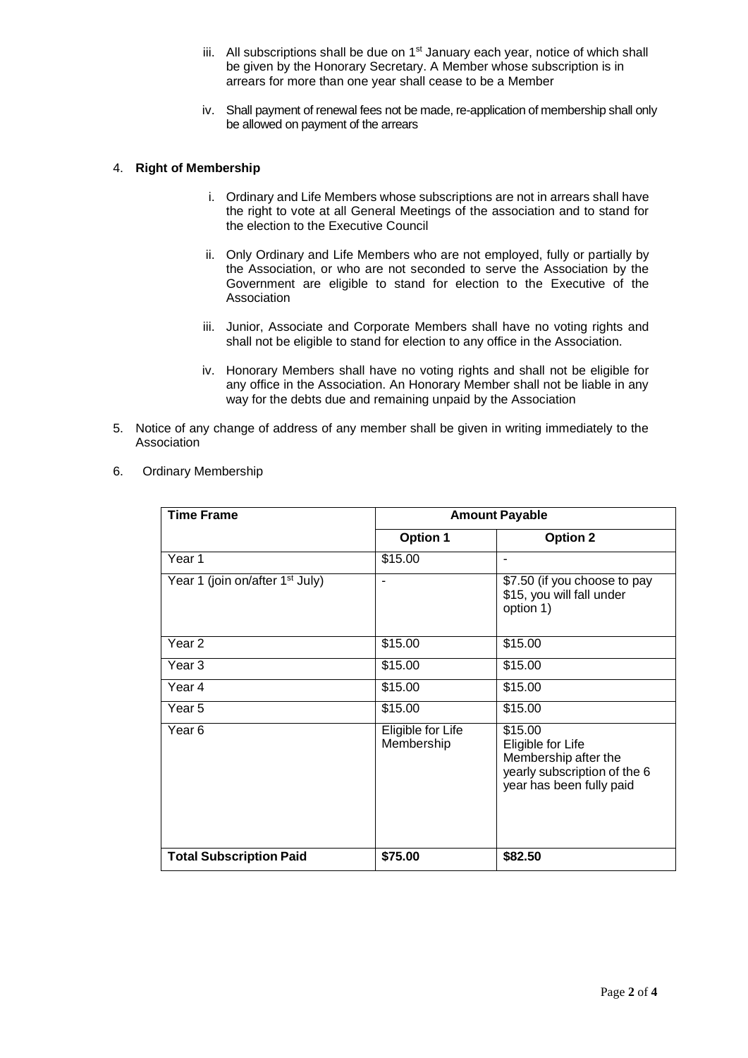iii. All subscriptions shall be due on 1st January each year, notice of which shall be given by the Honorary Secretary. A Member whose subscription is in arrears for more than one year shall cease to be a Member

iv. Shall payment of renewal fees not be made, re-application of membership shall only be allowed on payment of the arrears

4. **Right of Membership**

   i. Ordinary and Life Members whose subscriptions are not in arrears shall have the right to vote at all General Meetings of the association and to stand for the election to the Executive Council

   ii. Only Ordinary and Life Members who are not employed, fully or partially by the Association, or who are not seconded to serve the Association by the Government are eligible to stand for election to the Executive of the Association

   iii. Junior, Associate and Corporate Members shall have no voting rights and shall not be eligible to stand for election to any office in the Association.

   iv. Honorary Members shall have no voting rights and shall not be eligible for any office in the Association. An Honorary Member shall not be liable in any way for the debts due and remaining unpaid by the Association

5. Notice of any change of address of any member shall be given in writing immediately to the Association

6. Ordinary Membership

| **Time Frame** | **Amount Payable** | |
|---|---|---|
| | **Option 1** | **Option 2** |
| Year 1 | $15.00 | - |
| Year 1 (join on/after 1st July) | - | $7.50 (if you choose to pay $15, you will fall under option 1) |
| Year 2 | $15.00 | $15.00 |
| Year 3 | $15.00 | $15.00 |
| Year 4 | $15.00 | $15.00 |
| Year 5 | $15.00 | $15.00 |
| Year 6 | Eligible for Life Membership | $15.00 Eligible for Life Membership after the yearly subscription of the 6 year has been fully paid |
| **Total Subscription Paid** | **$75.00** | **$82.50** |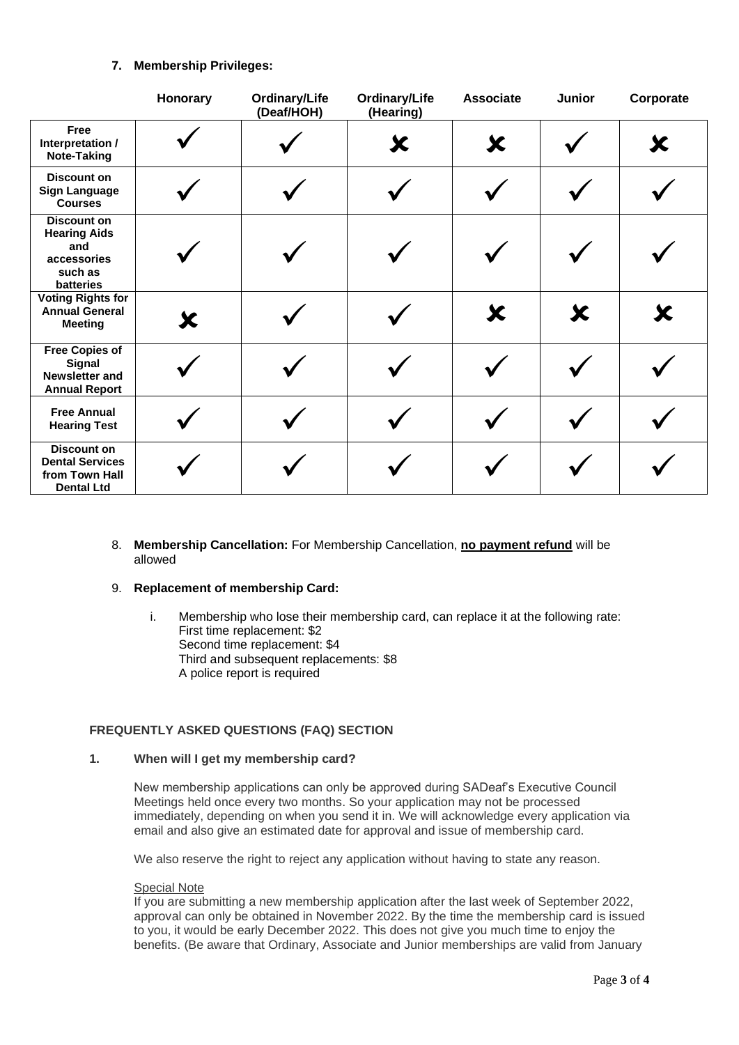**7. Membership Privileges:**

| | Honorary | Ordinary/Life (Deaf/HOH) | Ordinary/Life (Hearing) | Associate | Junior | Corporate |
|---|---|---|---|---|---|---|
| **Free Interpretation / Note-Taking** | ✓ | ✓ | ✗ | ✗ | ✓ | ✗ |
| **Discount on Sign Language Courses** | ✓ | ✓ | ✓ | ✓ | ✓ | ✓ |
| **Discount on Hearing Aids and accessories such as batteries** | ✓ | ✓ | ✓ | ✓ | ✓ | ✓ |
| **Voting Rights for Annual General Meeting** | ✗ | ✓ | ✓ | ✗ | ✗ | ✗ |
| **Free Copies of Signal Newsletter and Annual Report** | ✓ | ✓ | ✓ | ✓ | ✓ | ✓ |
| **Free Annual Hearing Test** | ✓ | ✓ | ✓ | ✓ | ✓ | ✓ |
| **Discount on Dental Services from Town Hall Dental Ltd** | ✓ | ✓ | ✓ | ✓ | ✓ | ✓ |

8. **Membership Cancellation:** For Membership Cancellation, **no payment refund** will be allowed

9. **Replacement of membership Card:**

   i. Membership who lose their membership card, can replace it at the following rate:
      First time replacement: $2
      Second time replacement: $4
      Third and subsequent replacements: $8
      A police report is required

**FREQUENTLY ASKED QUESTIONS (FAQ) SECTION**

**1. When will I get my membership card?**

New membership applications can only be approved during SADeaf's Executive Council Meetings held once every two months. So your application may not be processed immediately, depending on when you send it in. We will acknowledge every application via email and also give an estimated date for approval and issue of membership card.

We also reserve the right to reject any application without having to state any reason.

Special Note

If you are submitting a new membership application after the last week of September 2022, approval can only be obtained in November 2022. By the time the membership card is issued to you, it would be early December 2022. This does not give you much time to enjoy the benefits. (Be aware that Ordinary, Associate and Junior memberships are valid from January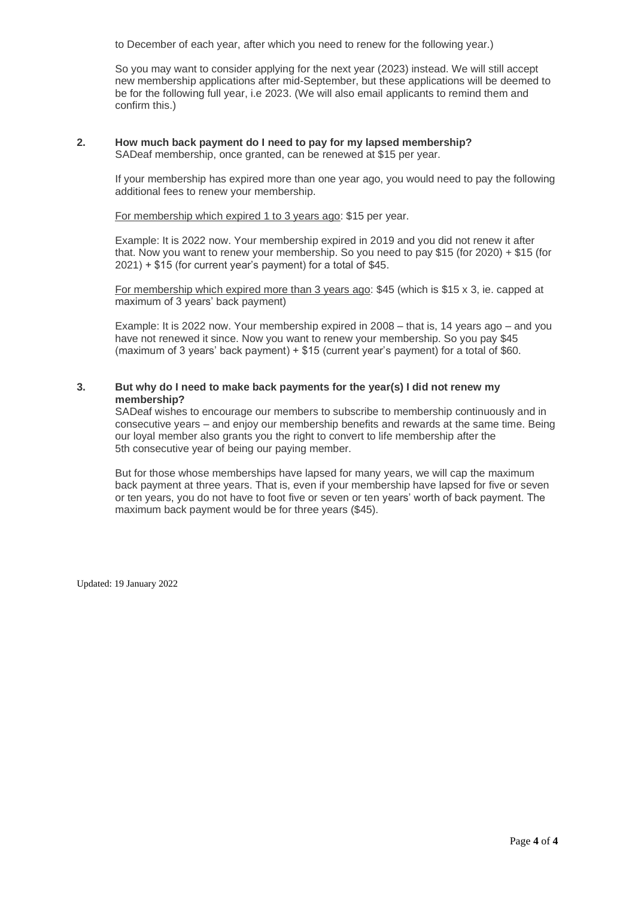to December of each year, after which you need to renew for the following year.)

So you may want to consider applying for the next year (2023) instead. We will still accept new membership applications after mid-September, but these applications will be deemed to be for the following full year, i.e 2023. (We will also email applicants to remind them and confirm this.)

**2. How much back payment do I need to pay for my lapsed membership?**

SADeaf membership, once granted, can be renewed at $15 per year.

If your membership has expired more than one year ago, you would need to pay the following additional fees to renew your membership.

<u>For membership which expired 1 to 3 years ago</u>: $15 per year.

Example: It is 2022 now. Your membership expired in 2019 and you did not renew it after that. Now you want to renew your membership. So you need to pay $15 (for 2020) + $15 (for 2021) + $15 (for current year's payment) for a total of $45.

<u>For membership which expired more than 3 years ago</u>: $45 (which is $15 x 3, ie. capped at maximum of 3 years' back payment)

Example: It is 2022 now. Your membership expired in 2008 – that is, 14 years ago – and you have not renewed it since. Now you want to renew your membership. So you pay $45 (maximum of 3 years' back payment) + $15 (current year's payment) for a total of $60.

**3. But why do I need to make back payments for the year(s) I did not renew my membership?**

SADeaf wishes to encourage our members to subscribe to membership continuously and in consecutive years – and enjoy our membership benefits and rewards at the same time. Being our loyal member also grants you the right to convert to life membership after the 5th consecutive year of being our paying member.

But for those whose memberships have lapsed for many years, we will cap the maximum back payment at three years. That is, even if your membership have lapsed for five or seven or ten years, you do not have to foot five or seven or ten years' worth of back payment. The maximum back payment would be for three years ($45).

Updated: 19 January 2022